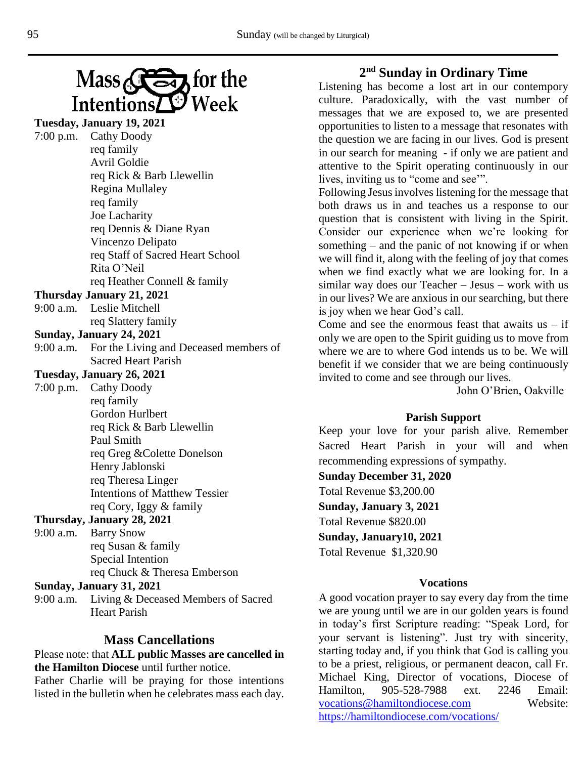# Mass for the Intentions Week

**Tuesday, January 19, 2021**

7:00 p.m. Cathy Doody
req family
Avril Goldie
req Rick & Barb Llewellin
Regina Mullaley
req family
Joe Lacharity
req Dennis & Diane Ryan
Vincenzo Delipato
req Staff of Sacred Heart School
Rita O'Neil
req Heather Connell & family

**Thursday January 21, 2021**

9:00 a.m. Leslie Mitchell
req Slattery family

**Sunday, January 24, 2021**

9:00 a.m. For the Living and Deceased members of Sacred Heart Parish

**Tuesday, January 26, 2021**

7:00 p.m. Cathy Doody
req family
Gordon Hurlbert
req Rick & Barb Llewellin
Paul Smith
req Greg &Colette Donelson
Henry Jablonski
req Theresa Linger
Intentions of Matthew Tessier
req Cory, Iggy & family

**Thursday, January 28, 2021**

9:00 a.m. Barry Snow
req Susan & family
Special Intention
req Chuck & Theresa Emberson

**Sunday, January 31, 2021**

9:00 a.m. Living & Deceased Members of Sacred Heart Parish

## Mass Cancellations

Please note: that **ALL public Masses are cancelled in the Hamilton Diocese** until further notice.

Father Charlie will be praying for those intentions listed in the bulletin when he celebrates mass each day.

## 2nd Sunday in Ordinary Time

Listening has become a lost art in our contempory culture. Paradoxically, with the vast number of messages that we are exposed to, we are presented opportunities to listen to a message that resonates with the question we are facing in our lives. God is present in our search for meaning - if only we are patient and attentive to the Spirit operating continuously in our lives, inviting us to "come and see'".

Following Jesus involves listening for the message that both draws us in and teaches us a response to our question that is consistent with living in the Spirit. Consider our experience when we're looking for something – and the panic of not knowing if or when we will find it, along with the feeling of joy that comes when we find exactly what we are looking for. In a similar way does our Teacher – Jesus – work with us in our lives? We are anxious in our searching, but there is joy when we hear God's call.

Come and see the enormous feast that awaits us – if only we are open to the Spirit guiding us to move from where we are to where God intends us to be. We will benefit if we consider that we are being continuously invited to come and see through our lives.

John O'Brien, Oakville

### Parish Support

Keep your love for your parish alive. Remember Sacred Heart Parish in your will and when recommending expressions of sympathy.

**Sunday December 31, 2020**

Total Revenue $3,200.00

**Sunday, January 3, 2021**

Total Revenue $820.00

**Sunday, January10, 2021**

Total Revenue $1,320.90

### Vocations

A good vocation prayer to say every day from the time we are young until we are in our golden years is found in today's first Scripture reading: "Speak Lord, for your servant is listening". Just try with sincerity, starting today and, if you think that God is calling you to be a priest, religious, or permanent deacon, call Fr. Michael King, Director of vocations, Diocese of Hamilton, 905-528-7988 ext. 2246 Email: vocations@hamiltondiocese.com Website: https://hamiltondiocese.com/vocations/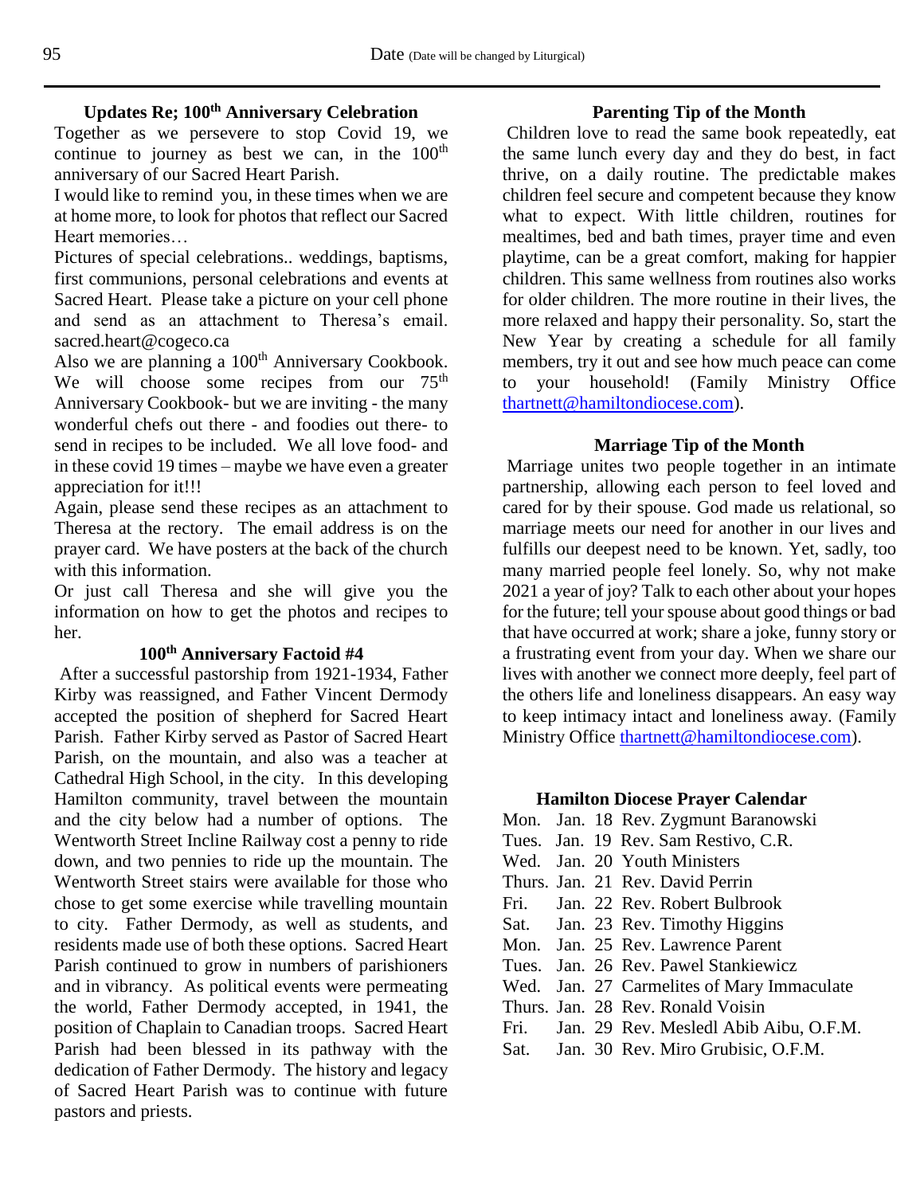## Updates Re; 100th Anniversary Celebration

Together as we persevere to stop Covid 19, we continue to journey as best we can, in the 100th anniversary of our Sacred Heart Parish.

I would like to remind you, in these times when we are at home more, to look for photos that reflect our Sacred Heart memories…

Pictures of special celebrations.. weddings, baptisms, first communions, personal celebrations and events at Sacred Heart. Please take a picture on your cell phone and send as an attachment to Theresa's email. sacred.heart@cogeco.ca

Also we are planning a 100th Anniversary Cookbook. We will choose some recipes from our 75th Anniversary Cookbook- but we are inviting - the many wonderful chefs out there - and foodies out there- to send in recipes to be included. We all love food- and in these covid 19 times – maybe we have even a greater appreciation for it!!!

Again, please send these recipes as an attachment to Theresa at the rectory. The email address is on the prayer card. We have posters at the back of the church with this information.

Or just call Theresa and she will give you the information on how to get the photos and recipes to her.

### 100th Anniversary Factoid #4

After a successful pastorship from 1921-1934, Father Kirby was reassigned, and Father Vincent Dermody accepted the position of shepherd for Sacred Heart Parish. Father Kirby served as Pastor of Sacred Heart Parish, on the mountain, and also was a teacher at Cathedral High School, in the city. In this developing Hamilton community, travel between the mountain and the city below had a number of options. The Wentworth Street Incline Railway cost a penny to ride down, and two pennies to ride up the mountain. The Wentworth Street stairs were available for those who chose to get some exercise while travelling mountain to city. Father Dermody, as well as students, and residents made use of both these options. Sacred Heart Parish continued to grow in numbers of parishioners and in vibrancy. As political events were permeating the world, Father Dermody accepted, in 1941, the position of Chaplain to Canadian troops. Sacred Heart Parish had been blessed in its pathway with the dedication of Father Dermody. The history and legacy of Sacred Heart Parish was to continue with future pastors and priests.

## Parenting Tip of the Month

Children love to read the same book repeatedly, eat the same lunch every day and they do best, in fact thrive, on a daily routine. The predictable makes children feel secure and competent because they know what to expect. With little children, routines for mealtimes, bed and bath times, prayer time and even playtime, can be a great comfort, making for happier children. This same wellness from routines also works for older children. The more routine in their lives, the more relaxed and happy their personality. So, start the New Year by creating a schedule for all family members, try it out and see how much peace can come to your household! (Family Ministry Office thartnett@hamiltondiocese.com).

## Marriage Tip of the Month

Marriage unites two people together in an intimate partnership, allowing each person to feel loved and cared for by their spouse. God made us relational, so marriage meets our need for another in our lives and fulfills our deepest need to be known. Yet, sadly, too many married people feel lonely. So, why not make 2021 a year of joy? Talk to each other about your hopes for the future; tell your spouse about good things or bad that have occurred at work; share a joke, funny story or a frustrating event from your day. When we share our lives with another we connect more deeply, feel part of the others life and loneliness disappears. An easy way to keep intimacy intact and loneliness away. (Family Ministry Office thartnett@hamiltondiocese.com).

## Hamilton Diocese Prayer Calendar

| | | | |
|---|---|---|---|
| Mon. | Jan. | 18 | Rev. Zygmunt Baranowski |
| Tues. | Jan. | 19 | Rev. Sam Restivo, C.R. |
| Wed. | Jan. | 20 | Youth Ministers |
| Thurs. | Jan. | 21 | Rev. David Perrin |
| Fri. | Jan. | 22 | Rev. Robert Bulbrook |
| Sat. | Jan. | 23 | Rev. Timothy Higgins |
| Mon. | Jan. | 25 | Rev. Lawrence Parent |
| Tues. | Jan. | 26 | Rev. Pawel Stankiewicz |
| Wed. | Jan. | 27 | Carmelites of Mary Immaculate |
| Thurs. | Jan. | 28 | Rev. Ronald Voisin |
| Fri. | Jan. | 29 | Rev. Mesledl Abib Aibu, O.F.M. |
| Sat. | Jan. | 30 | Rev. Miro Grubisic, O.F.M. |